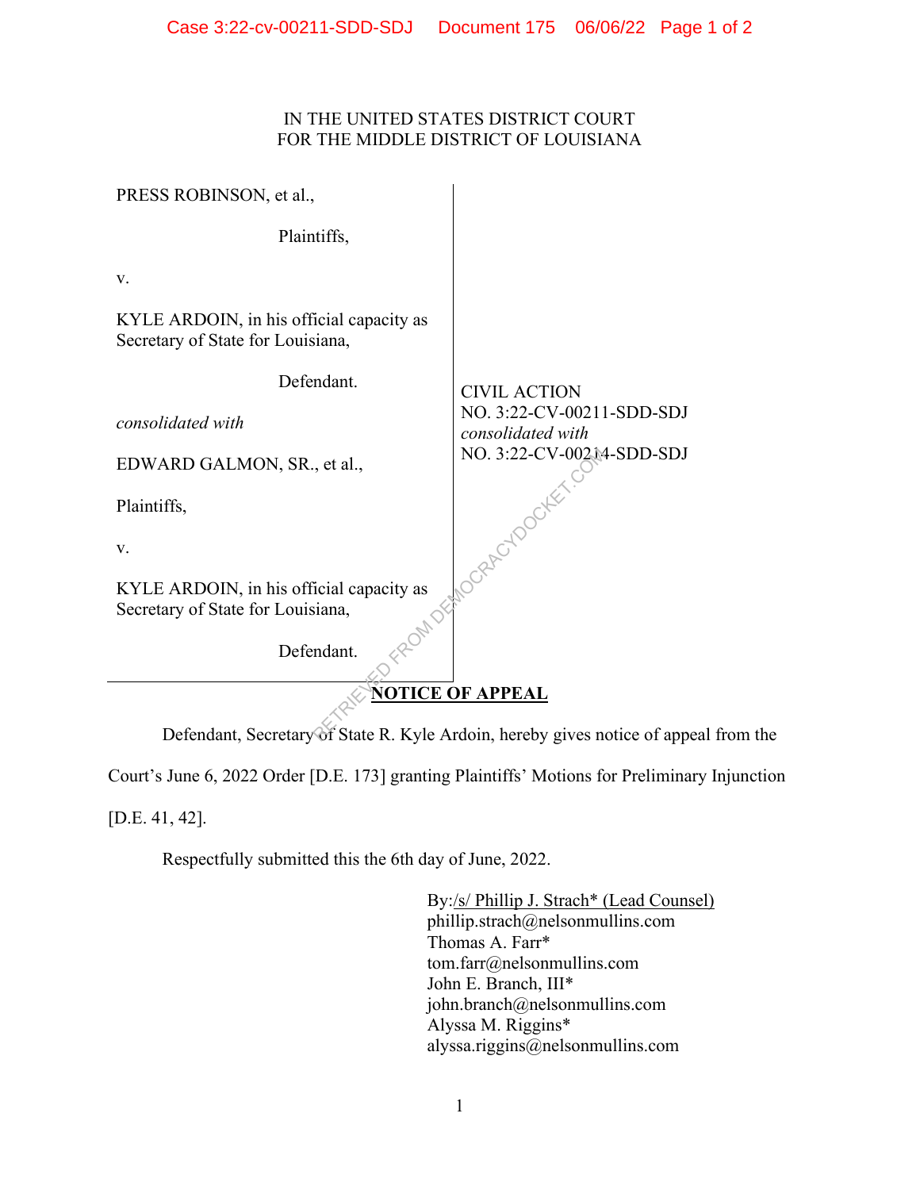IN THE UNITED STATES DISTRICT COURT
FOR THE MIDDLE DISTRICT OF LOUISIANA

PRESS ROBINSON, et al.,

Plaintiffs,

v.

KYLE ARDOIN, in his official capacity as Secretary of State for Louisiana,

Defendant.

*consolidated with*

EDWARD GALMON, SR., et al.,

Plaintiffs,

v.

KYLE ARDOIN, in his official capacity as Secretary of State for Louisiana,

Defendant.

CIVIL ACTION
NO. 3:22-CV-00211-SDD-SDJ
*consolidated with*
NO. 3:22-CV-00214-SDD-SDJ

**NOTICE OF APPEAL**

Defendant, Secretary of State R. Kyle Ardoin, hereby gives notice of appeal from the Court's June 6, 2022 Order [D.E. 173] granting Plaintiffs' Motions for Preliminary Injunction [D.E. 41, 42].

Respectfully submitted this the 6th day of June, 2022.

By:/s/ Phillip J. Strach* (Lead Counsel)
phillip.strach@nelsonmullins.com
Thomas A. Farr*
tom.farr@nelsonmullins.com
John E. Branch, III*
john.branch@nelsonmullins.com
Alyssa M. Riggins*
alyssa.riggins@nelsonmullins.com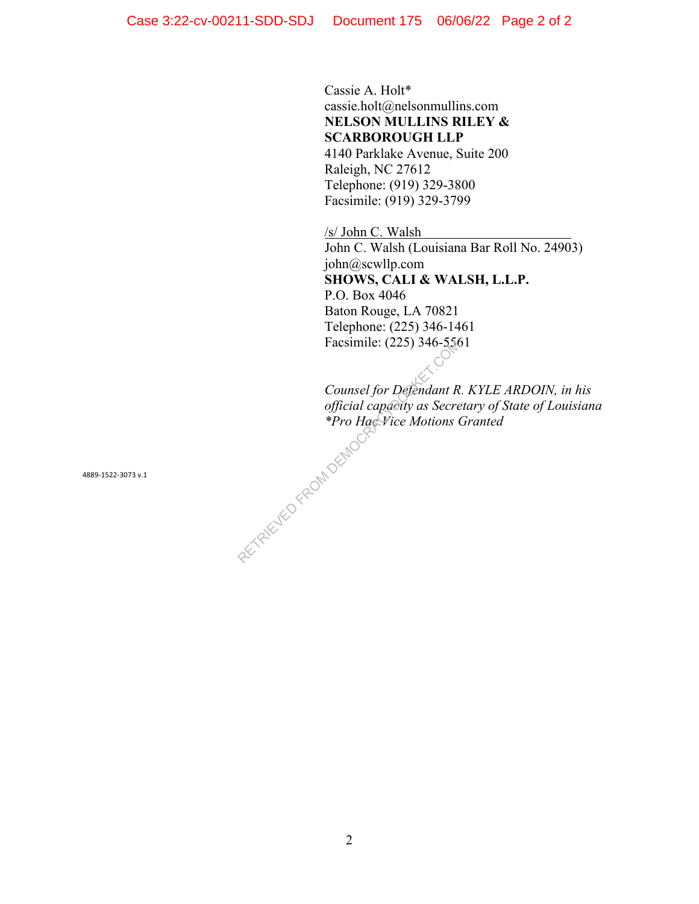Cassie A. Holt*
cassie.holt@nelsonmullins.com
**NELSON MULLINS RILEY & SCARBOROUGH LLP**
4140 Parklake Avenue, Suite 200
Raleigh, NC 27612
Telephone: (919) 329-3800
Facsimile: (919) 329-3799

/s/ John C. Walsh
John C. Walsh (Louisiana Bar Roll No. 24903)
john@scwllp.com
**SHOWS, CALI & WALSH, L.L.P.**
P.O. Box 4046
Baton Rouge, LA 70821
Telephone: (225) 346-1461
Facsimile: (225) 346-5561

*Counsel for Defendant R. KYLE ARDOIN, in his official capacity as Secretary of State of Louisiana*
*\*Pro Hac Vice Motions Granted*

4889-1522-3073 v.1